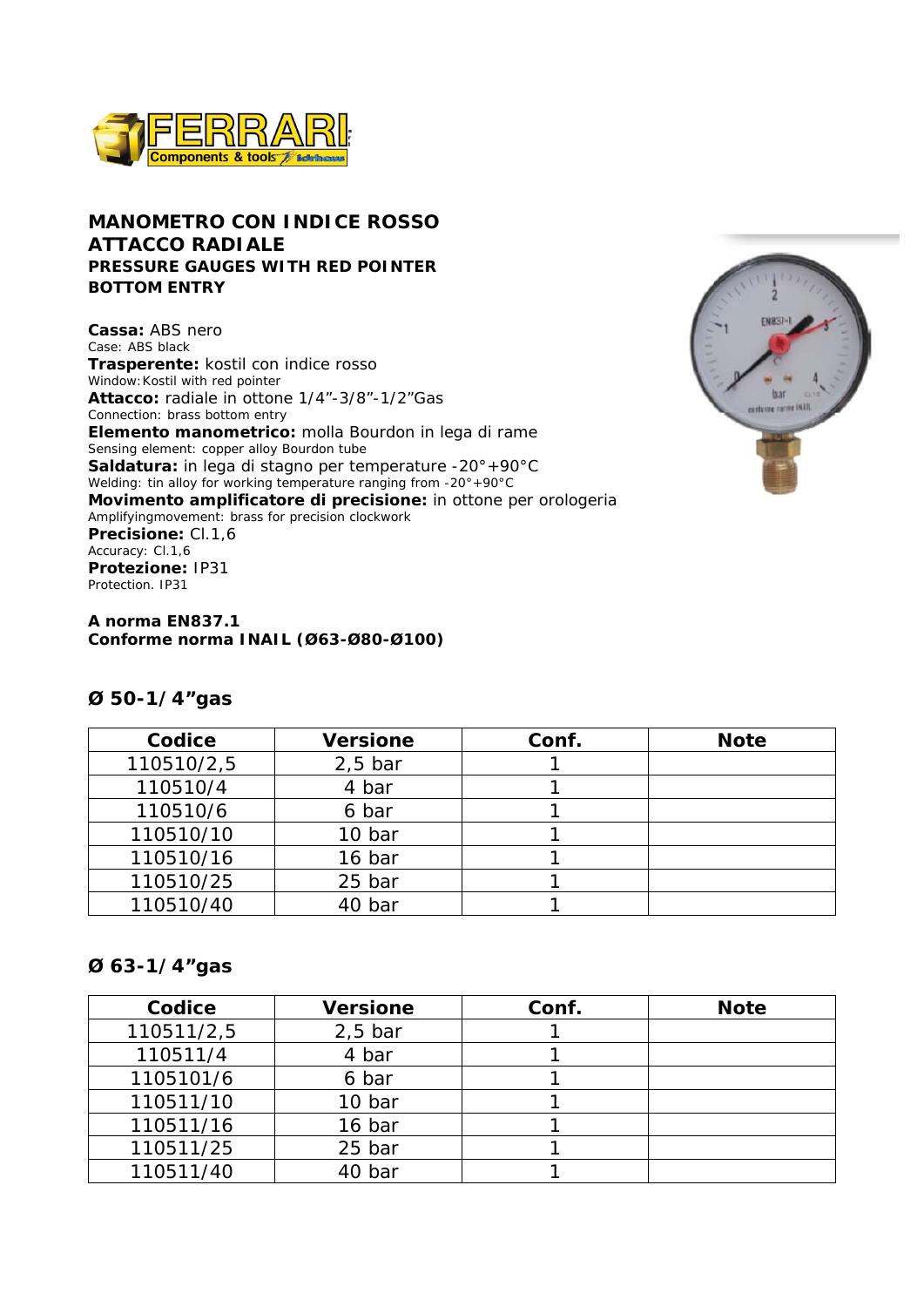# MANOMETRO CON INDICE ROSSO ATTACCO RADIALE

## PRESSURE GAUGES WITH RED POINTER BOTTOM ENTRY

**Cassa:** ABS nero
Case: ABS black
**Trasperente:** kostil con indice rosso
Window: Kostil with red pointer
**Attacco:** radiale in ottone 1/4”-3/8”-1/2”Gas
Connection: brass bottom entry
**Elemento manometrico:** molla Bourdon in lega di rame
Sensing element: copper alloy Bourdon tube
**Saldatura:** in lega di stagno per temperature -20°+90°C
Welding: tin alloy for working temperature ranging from -20°+90°C
**Movimento amplificatore di precisione:** in ottone per orologeria
Amplifyingmovement: brass for precision clockwork
**Precisione:** Cl.1,6
Accuracy: Cl.1,6
**Protezione:** IP31
Protection. IP31

**A norma EN837.1**
**Conforme norma INAIL (Ø63-Ø80-Ø100)**

### Ø 50-1/4”gas

| Codice | Versione | Conf. | Note |
|---|---|---|---|
| 110510/2,5 | 2,5 bar | 1 | |
| 110510/4 | 4 bar | 1 | |
| 110510/6 | 6 bar | 1 | |
| 110510/10 | 10 bar | 1 | |
| 110510/16 | 16 bar | 1 | |
| 110510/25 | 25 bar | 1 | |
| 110510/40 | 40 bar | 1 | |

### Ø 63-1/4”gas

| Codice | Versione | Conf. | Note |
|---|---|---|---|
| 110511/2,5 | 2,5 bar | 1 | |
| 110511/4 | 4 bar | 1 | |
| 1105101/6 | 6 bar | 1 | |
| 110511/10 | 10 bar | 1 | |
| 110511/16 | 16 bar | 1 | |
| 110511/25 | 25 bar | 1 | |
| 110511/40 | 40 bar | 1 | |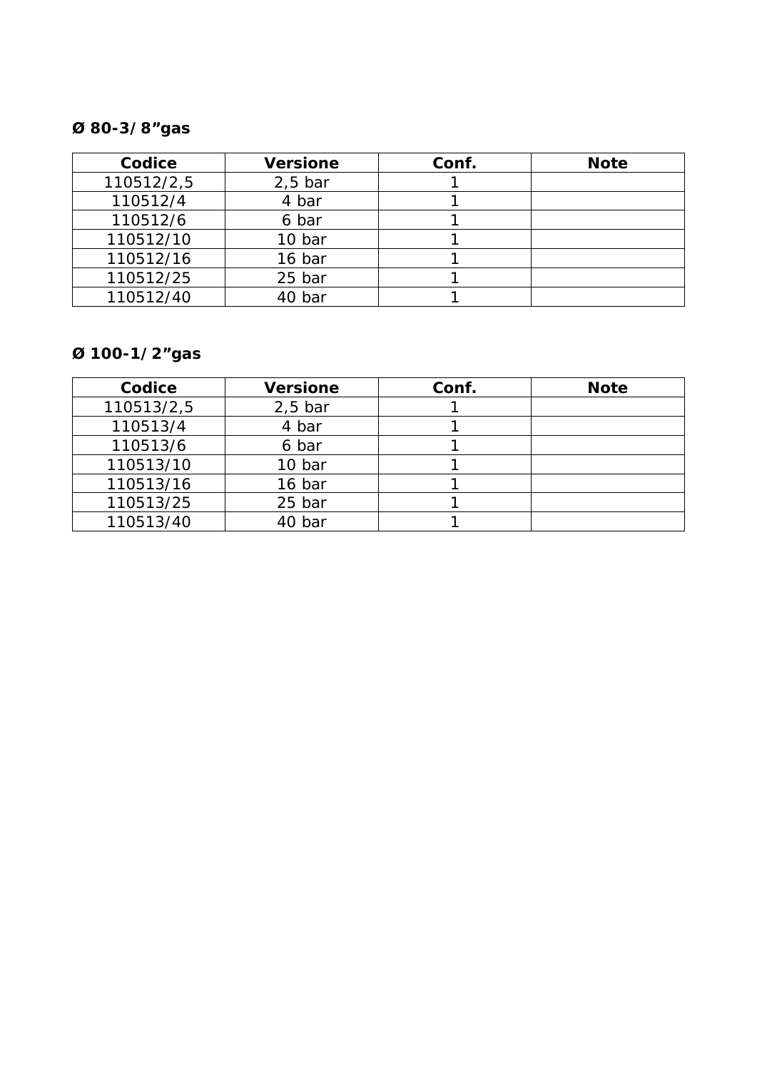**Ø 80-3/8"gas**

| Codice | Versione | Conf. | Note |
| --- | --- | --- | --- |
| 110512/2,5 | 2,5 bar | 1 | |
| 110512/4 | 4 bar | 1 | |
| 110512/6 | 6 bar | 1 | |
| 110512/10 | 10 bar | 1 | |
| 110512/16 | 16 bar | 1 | |
| 110512/25 | 25 bar | 1 | |
| 110512/40 | 40 bar | 1 | |

**Ø 100-1/2"gas**

| Codice | Versione | Conf. | Note |
| --- | --- | --- | --- |
| 110513/2,5 | 2,5 bar | 1 | |
| 110513/4 | 4 bar | 1 | |
| 110513/6 | 6 bar | 1 | |
| 110513/10 | 10 bar | 1 | |
| 110513/16 | 16 bar | 1 | |
| 110513/25 | 25 bar | 1 | |
| 110513/40 | 40 bar | 1 | |